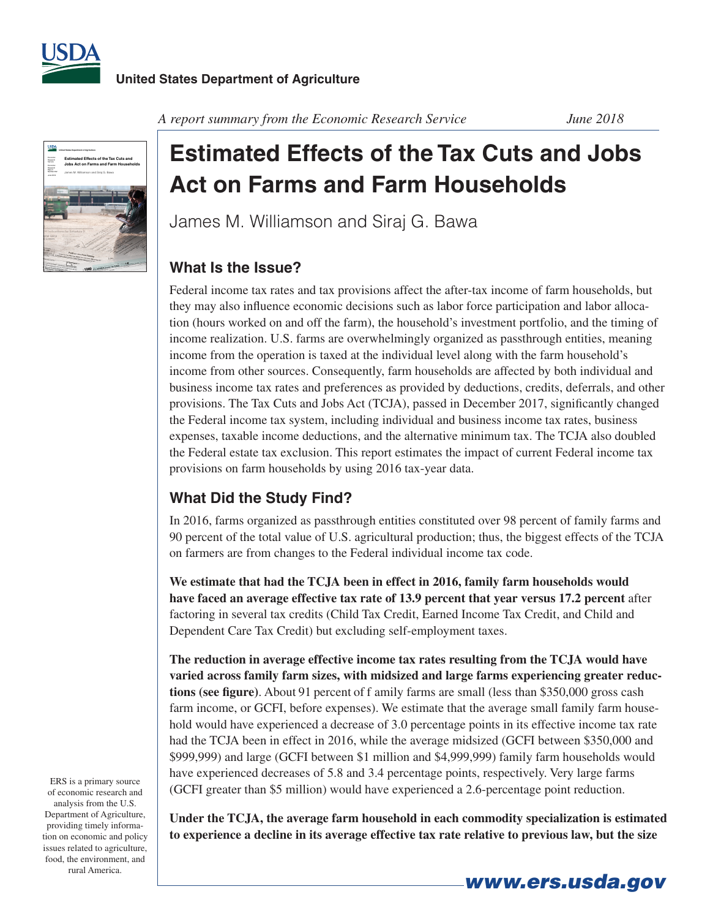United States Department of Agriculture

*A report summary from the Economic Research Service* *June 2018*

# Estimated Effects of the Tax Cuts and Jobs Act on Farms and Farm Households

James M. Williamson and Siraj G. Bawa

## What Is the Issue?

Federal income tax rates and tax provisions affect the after-tax income of farm households, but they may also influence economic decisions such as labor force participation and labor allocation (hours worked on and off the farm), the household's investment portfolio, and the timing of income realization. U.S. farms are overwhelmingly organized as passthrough entities, meaning income from the operation is taxed at the individual level along with the farm household's income from other sources. Consequently, farm households are affected by both individual and business income tax rates and preferences as provided by deductions, credits, deferrals, and other provisions. The Tax Cuts and Jobs Act (TCJA), passed in December 2017, significantly changed the Federal income tax system, including individual and business income tax rates, business expenses, taxable income deductions, and the alternative minimum tax. The TCJA also doubled the Federal estate tax exclusion. This report estimates the impact of current Federal income tax provisions on farm households by using 2016 tax-year data.

## What Did the Study Find?

In 2016, farms organized as passthrough entities constituted over 98 percent of family farms and 90 percent of the total value of U.S. agricultural production; thus, the biggest effects of the TCJA on farmers are from changes to the Federal individual income tax code.

**We estimate that had the TCJA been in effect in 2016, family farm households would have faced an average effective tax rate of 13.9 percent that year versus 17.2 percent** after factoring in several tax credits (Child Tax Credit, Earned Income Tax Credit, and Child and Dependent Care Tax Credit) but excluding self-employment taxes.

**The reduction in average effective income tax rates resulting from the TCJA would have varied across family farm sizes, with midsized and large farms experiencing greater reductions (see figure)**. About 91 percent of f amily farms are small (less than $350,000 gross cash farm income, or GCFI, before expenses). We estimate that the average small family farm household would have experienced a decrease of 3.0 percentage points in its effective income tax rate had the TCJA been in effect in 2016, while the average midsized (GCFI between $350,000 and $999,999) and large (GCFI between $1 million and $4,999,999) family farm households would have experienced decreases of 5.8 and 3.4 percentage points, respectively. Very large farms (GCFI greater than $5 million) would have experienced a 2.6-percentage point reduction.

**Under the TCJA, the average farm household in each commodity specialization is estimated to experience a decline in its average effective tax rate relative to previous law, but the size**

ERS is a primary source of economic research and analysis from the U.S. Department of Agriculture, providing timely information on economic and policy issues related to agriculture, food, the environment, and rural America.

www.ers.usda.gov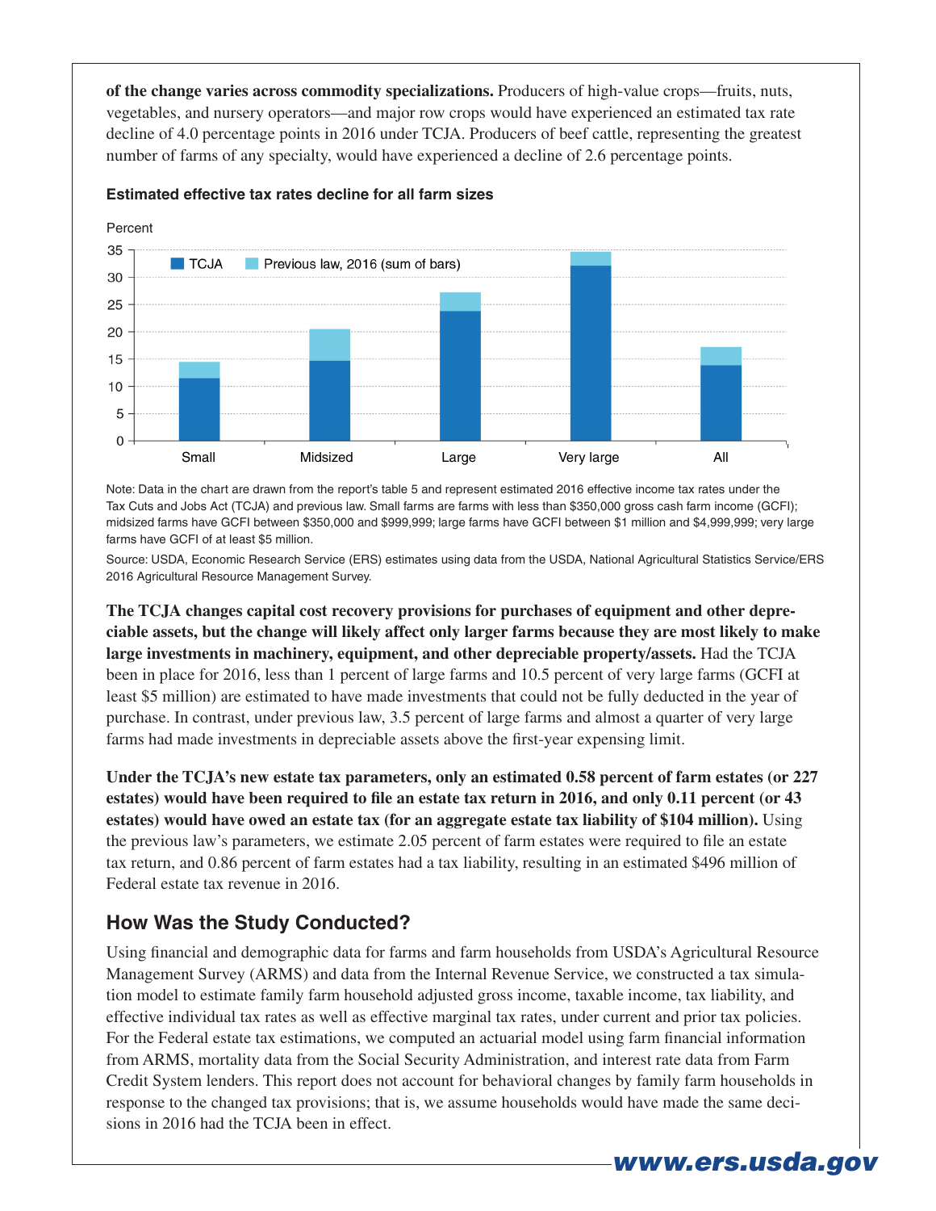**of the change varies across commodity specializations.** Producers of high-value crops—fruits, nuts, vegetables, and nursery operators—and major row crops would have experienced an estimated tax rate decline of 4.0 percentage points in 2016 under TCJA. Producers of beef cattle, representing the greatest number of farms of any specialty, would have experienced a decline of 2.6 percentage points.

**Estimated effective tax rates decline for all farm sizes**

Percent

35
30
25
20
15
10
5
0

TCJA
Previous law, 2016 (sum of bars)

Small
Midsized
Large
Very large
All

Note: Data in the chart are drawn from the report's table 5 and represent estimated 2016 effective income tax rates under the Tax Cuts and Jobs Act (TCJA) and previous law. Small farms are farms with less than $350,000 gross cash farm income (GCFI); midsized farms have GCFI between $350,000 and $999,999; large farms have GCFI between $1 million and $4,999,999; very large farms have GCFI of at least $5 million.

Source: USDA, Economic Research Service (ERS) estimates using data from the USDA, National Agricultural Statistics Service/ERS 2016 Agricultural Resource Management Survey.

**The TCJA changes capital cost recovery provisions for purchases of equipment and other depreciable assets, but the change will likely affect only larger farms because they are most likely to make large investments in machinery, equipment, and other depreciable property/assets.** Had the TCJA been in place for 2016, less than 1 percent of large farms and 10.5 percent of very large farms (GCFI at least $5 million) are estimated to have made investments that could not be fully deducted in the year of purchase. In contrast, under previous law, 3.5 percent of large farms and almost a quarter of very large farms had made investments in depreciable assets above the first-year expensing limit.

**Under the TCJA's new estate tax parameters, only an estimated 0.58 percent of farm estates (or 227 estates) would have been required to file an estate tax return in 2016, and only 0.11 percent (or 43 estates) would have owed an estate tax (for an aggregate estate tax liability of $104 million).** Using the previous law's parameters, we estimate 2.05 percent of farm estates were required to file an estate tax return, and 0.86 percent of farm estates had a tax liability, resulting in an estimated $496 million of Federal estate tax revenue in 2016.

## How Was the Study Conducted?

Using financial and demographic data for farms and farm households from USDA's Agricultural Resource Management Survey (ARMS) and data from the Internal Revenue Service, we constructed a tax simulation model to estimate family farm household adjusted gross income, taxable income, tax liability, and effective individual tax rates as well as effective marginal tax rates, under current and prior tax policies. For the Federal estate tax estimations, we computed an actuarial model using farm financial information from ARMS, mortality data from the Social Security Administration, and interest rate data from Farm Credit System lenders. This report does not account for behavioral changes by family farm households in response to the changed tax provisions; that is, we assume households would have made the same decisions in 2016 had the TCJA been in effect.